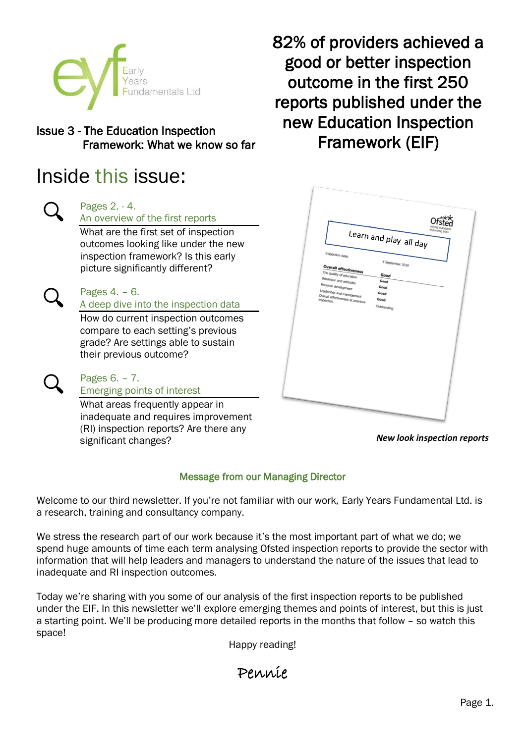Early Years Fundamentals Ltd

Issue 3 - The Education Inspection Framework: What we know so far

# 82% of providers achieved a good or better inspection outcome in the first 250 reports published under the new Education Inspection Framework (EIF)

## Inside this issue:

**Pages 2. - 4.**
**An overview of the first reports**

What are the first set of inspection outcomes looking like under the new inspection framework? Is this early picture significantly different?

**Pages 4. – 6.**
**A deep dive into the inspection data**

How do current inspection outcomes compare to each setting's previous grade? Are settings able to sustain their previous outcome?

**Pages 6. – 7.**
**Emerging points of interest**

What areas frequently appear in inadequate and requires improvement (RI) inspection reports? Are there any significant changes?

*New look inspection reports*

### Message from our Managing Director

Welcome to our third newsletter. If you're not familiar with our work, Early Years Fundamental Ltd. is a research, training and consultancy company.

We stress the research part of our work because it's the most important part of what we do; we spend huge amounts of time each term analysing Ofsted inspection reports to provide the sector with information that will help leaders and managers to understand the nature of the issues that lead to inadequate and RI inspection outcomes.

Today we're sharing with you some of our analysis of the first inspection reports to be published under the EIF. In this newsletter we'll explore emerging themes and points of interest, but this is just a starting point. We'll be producing more detailed reports in the months that follow – so watch this space!

Happy reading!

Pennie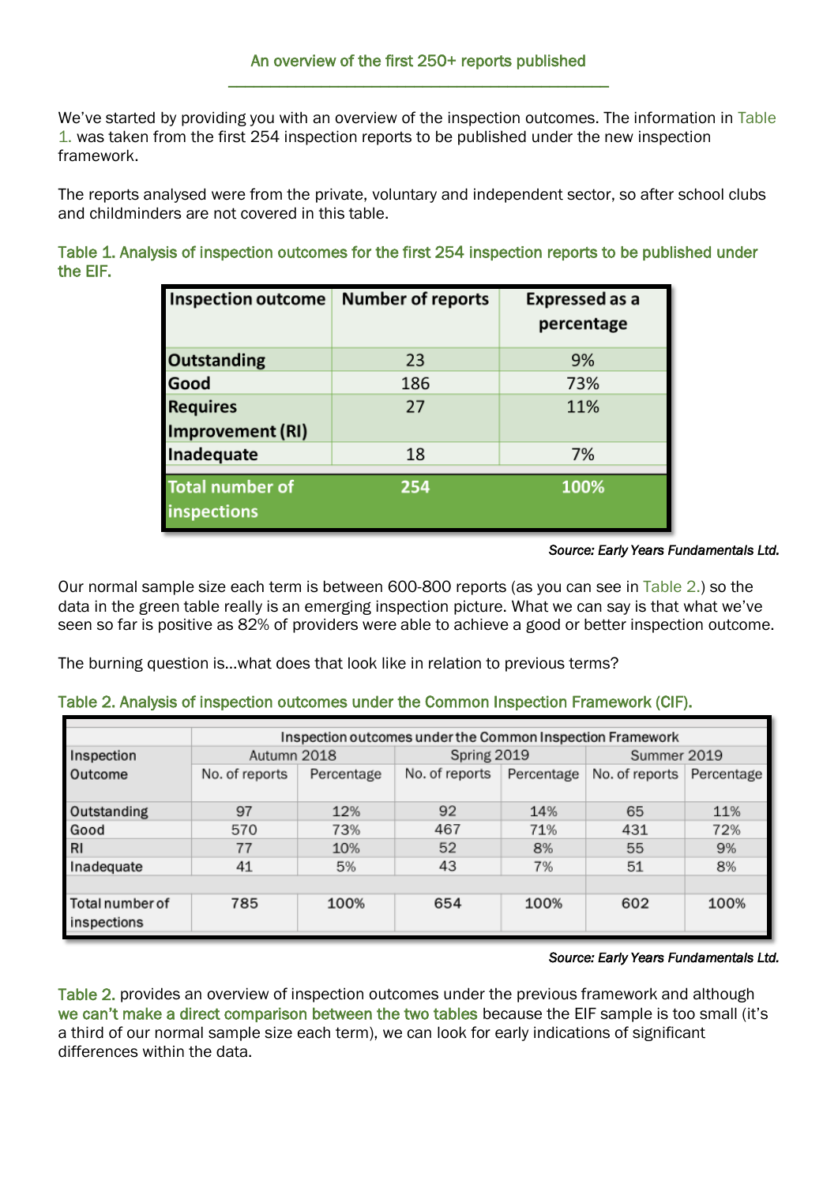## An overview of the first 250+ reports published

We've started by providing you with an overview of the inspection outcomes. The information in Table 1. was taken from the first 254 inspection reports to be published under the new inspection framework.

The reports analysed were from the private, voluntary and independent sector, so after school clubs and childminders are not covered in this table.

Table 1. Analysis of inspection outcomes for the first 254 inspection reports to be published under the EIF.

| Inspection outcome | Number of reports | Expressed as a percentage |
|---|---|---|
| **Outstanding** | 23 | 9% |
| **Good** | 186 | 73% |
| **Requires Improvement (RI)** | 27 | 11% |
| **Inadequate** | 18 | 7% |
| **Total number of inspections** | **254** | **100%** |

*Source: Early Years Fundamentals Ltd.*

Our normal sample size each term is between 600-800 reports (as you can see in Table 2.) so the data in the green table really is an emerging inspection picture. What we can say is that what we've seen so far is positive as 82% of providers were able to achieve a good or better inspection outcome.

The burning question is…what does that look like in relation to previous terms?

Table 2. Analysis of inspection outcomes under the Common Inspection Framework (CIF).

| Inspection Outcome | Inspection outcomes under the Common Inspection Framework | | | | | |
|---|---|---|---|---|---|---|
| | Autumn 2018 | | Spring 2019 | | Summer 2019 | |
| | No. of reports | Percentage | No. of reports | Percentage | No. of reports | Percentage |
| Outstanding | 97 | 12% | 92 | 14% | 65 | 11% |
| Good | 570 | 73% | 467 | 71% | 431 | 72% |
| RI | 77 | 10% | 52 | 8% | 55 | 9% |
| Inadequate | 41 | 5% | 43 | 7% | 51 | 8% |
| Total number of inspections | 785 | 100% | 654 | 100% | 602 | 100% |

*Source: Early Years Fundamentals Ltd.*

Table 2. provides an overview of inspection outcomes under the previous framework and although we can't make a direct comparison between the two tables because the EIF sample is too small (it's a third of our normal sample size each term), we can look for early indications of significant differences within the data.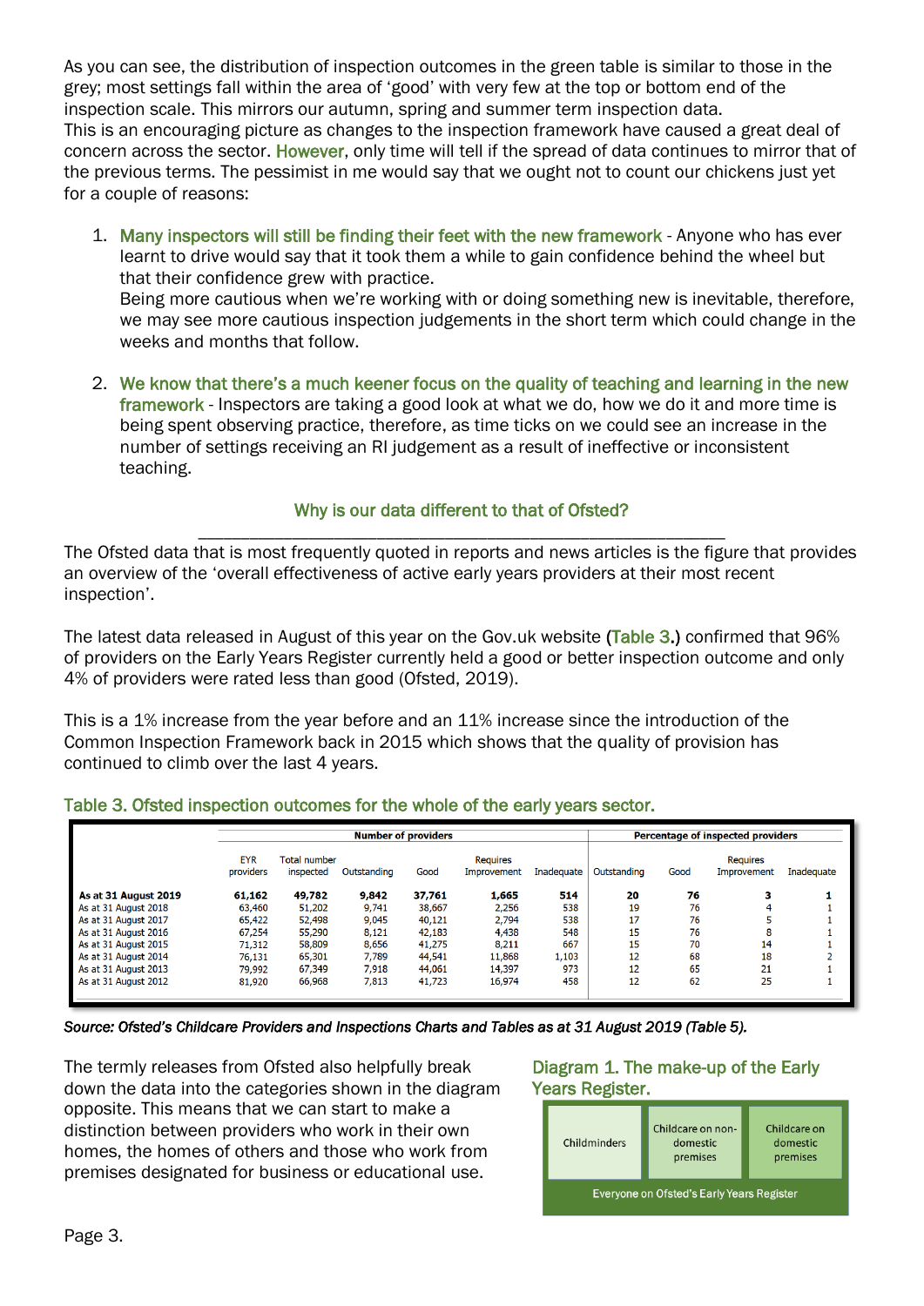As you can see, the distribution of inspection outcomes in the green table is similar to those in the grey; most settings fall within the area of 'good' with very few at the top or bottom end of the inspection scale. This mirrors our autumn, spring and summer term inspection data.
This is an encouraging picture as changes to the inspection framework have caused a great deal of concern across the sector. However, only time will tell if the spread of data continues to mirror that of the previous terms. The pessimist in me would say that we ought not to count our chickens just yet for a couple of reasons:

1. **Many inspectors will still be finding their feet with the new framework** - Anyone who has ever learnt to drive would say that it took them a while to gain confidence behind the wheel but that their confidence grew with practice.
   Being more cautious when we're working with or doing something new is inevitable, therefore, we may see more cautious inspection judgements in the short term which could change in the weeks and months that follow.

2. **We know that there's a much keener focus on the quality of teaching and learning in the new framework** - Inspectors are taking a good look at what we do, how we do it and more time is being spent observing practice, therefore, as time ticks on we could see an increase in the number of settings receiving an RI judgement as a result of ineffective or inconsistent teaching.

## Why is our data different to that of Ofsted?

The Ofsted data that is most frequently quoted in reports and news articles is the figure that provides an overview of the 'overall effectiveness of active early years providers at their most recent inspection'.

The latest data released in August of this year on the Gov.uk website (Table 3.) confirmed that 96% of providers on the Early Years Register currently held a good or better inspection outcome and only 4% of providers were rated less than good (Ofsted, 2019).

This is a 1% increase from the year before and an 11% increase since the introduction of the Common Inspection Framework back in 2015 which shows that the quality of provision has continued to climb over the last 4 years.

**Table 3. Ofsted inspection outcomes for the whole of the early years sector.**

| | Number of providers | | | | | | Percentage of inspected providers | | | |
|---|---|---|---|---|---|---|---|---|---|---|
| | EYR providers | Total number inspected | Outstanding | Good | Requires Improvement | Inadequate | Outstanding | Good | Requires Improvement | Inadequate |
| **As at 31 August 2019** | **61,162** | **49,782** | **9,842** | **37,761** | **1,665** | **514** | **20** | **76** | **3** | **1** |
| As at 31 August 2018 | 63,460 | 51,202 | 9,741 | 38,667 | 2,256 | 538 | 19 | 76 | 4 | 1 |
| As at 31 August 2017 | 65,422 | 52,498 | 9,045 | 40,121 | 2,794 | 538 | 17 | 76 | 5 | 1 |
| As at 31 August 2016 | 67,254 | 55,290 | 8,121 | 42,183 | 4,438 | 548 | 15 | 76 | 8 | 1 |
| As at 31 August 2015 | 71,312 | 58,809 | 8,656 | 41,275 | 8,211 | 667 | 15 | 70 | 14 | 1 |
| As at 31 August 2014 | 76,131 | 65,301 | 7,789 | 44,541 | 11,868 | 1,103 | 12 | 68 | 18 | 2 |
| As at 31 August 2013 | 79,992 | 67,349 | 7,918 | 44,061 | 14,397 | 973 | 12 | 65 | 21 | 1 |
| As at 31 August 2012 | 81,920 | 66,968 | 7,813 | 41,723 | 16,974 | 458 | 12 | 62 | 25 | 1 |

*Source: Ofsted's Childcare Providers and Inspections Charts and Tables as at 31 August 2019 (Table 5).*

The termly releases from Ofsted also helpfully break down the data into the categories shown in the diagram opposite. This means that we can start to make a distinction between providers who work in their own homes, the homes of others and those who work from premises designated for business or educational use.

**Diagram 1. The make-up of the Early Years Register.**

| Childminders | Childcare on non-domestic premises | Childcare on domestic premises |
|---|---|---|
| Everyone on Ofsted's Early Years Register | | |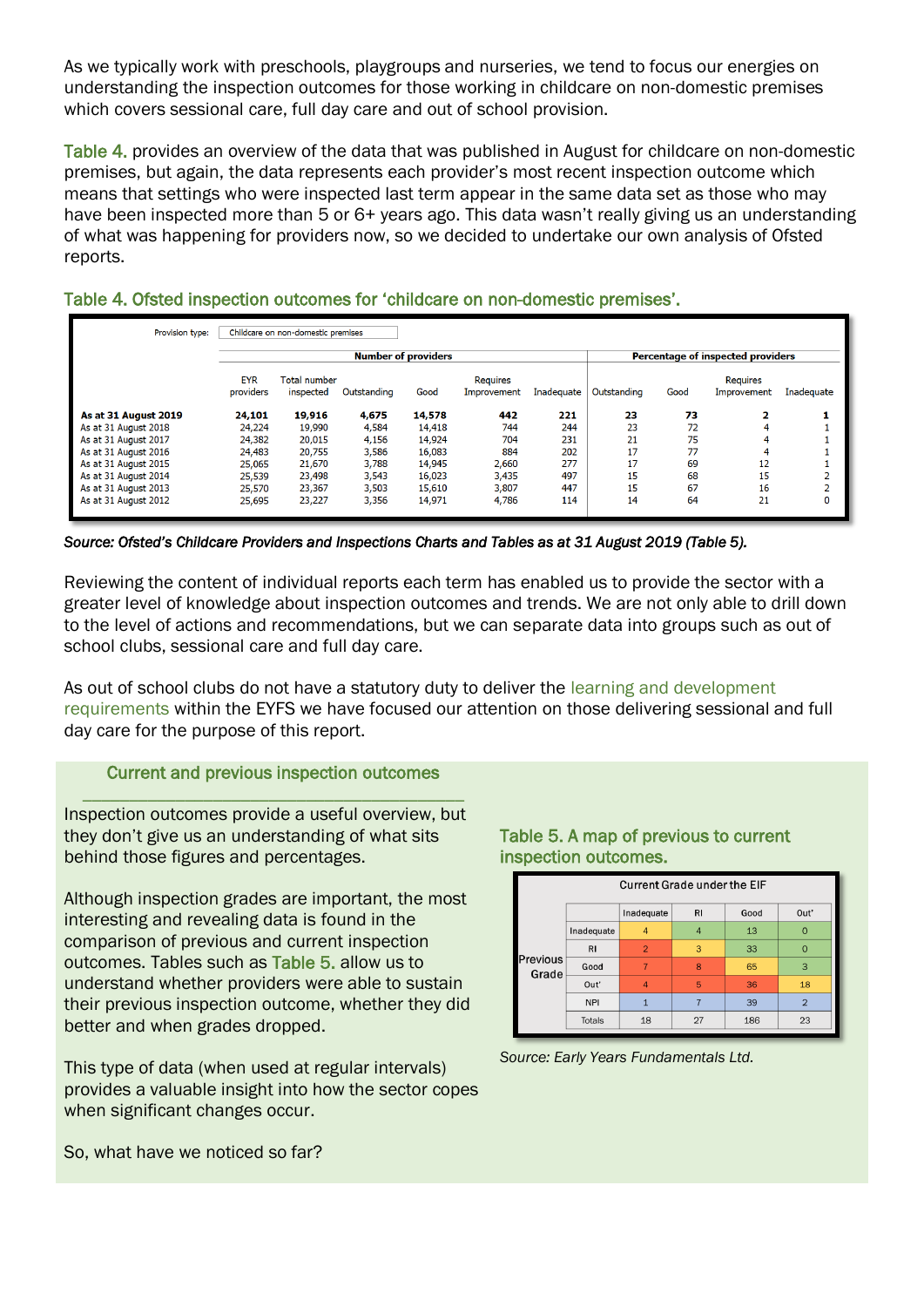As we typically work with preschools, playgroups and nurseries, we tend to focus our energies on understanding the inspection outcomes for those working in childcare on non-domestic premises which covers sessional care, full day care and out of school provision.

Table 4. provides an overview of the data that was published in August for childcare on non-domestic premises, but again, the data represents each provider's most recent inspection outcome which means that settings who were inspected last term appear in the same data set as those who may have been inspected more than 5 or 6+ years ago. This data wasn't really giving us an understanding of what was happening for providers now, so we decided to undertake our own analysis of Ofsted reports.

### Table 4. Ofsted inspection outcomes for 'childcare on non-domestic premises'.

Provision type: Childcare on non-domestic premises

| | Number of providers | | | | | | Percentage of inspected providers | | | |
|---|---|---|---|---|---|---|---|---|---|---|
| | EYR providers | Total number inspected | Outstanding | Good | Requires Improvement | Inadequate | Outstanding | Good | Requires Improvement | Inadequate |
| **As at 31 August 2019** | **24,101** | **19,916** | **4,675** | **14,578** | **442** | **221** | **23** | **73** | **2** | **1** |
| As at 31 August 2018 | 24,224 | 19,990 | 4,584 | 14,418 | 744 | 244 | 23 | 72 | 4 | 1 |
| As at 31 August 2017 | 24,382 | 20,015 | 4,156 | 14,924 | 704 | 231 | 21 | 75 | 4 | 1 |
| As at 31 August 2016 | 24,483 | 20,755 | 3,586 | 16,083 | 884 | 202 | 17 | 77 | 4 | 1 |
| As at 31 August 2015 | 25,065 | 21,670 | 3,788 | 14,945 | 2,660 | 277 | 17 | 69 | 12 | 1 |
| As at 31 August 2014 | 25,539 | 23,498 | 3,543 | 16,023 | 3,435 | 497 | 15 | 68 | 15 | 2 |
| As at 31 August 2013 | 25,570 | 23,367 | 3,503 | 15,610 | 3,807 | 447 | 15 | 67 | 16 | 2 |
| As at 31 August 2012 | 25,695 | 23,227 | 3,356 | 14,971 | 4,786 | 114 | 14 | 64 | 21 | 0 |

*Source: Ofsted's Childcare Providers and Inspections Charts and Tables as at 31 August 2019 (Table 5).*

Reviewing the content of individual reports each term has enabled us to provide the sector with a greater level of knowledge about inspection outcomes and trends. We are not only able to drill down to the level of actions and recommendations, but we can separate data into groups such as out of school clubs, sessional care and full day care.

As out of school clubs do not have a statutory duty to deliver the learning and development requirements within the EYFS we have focused our attention on those delivering sessional and full day care for the purpose of this report.

## Current and previous inspection outcomes

Inspection outcomes provide a useful overview, but they don't give us an understanding of what sits behind those figures and percentages.

Although inspection grades are important, the most interesting and revealing data is found in the comparison of previous and current inspection outcomes. Tables such as Table 5. allow us to understand whether providers were able to sustain their previous inspection outcome, whether they did better and when grades dropped.

This type of data (when used at regular intervals) provides a valuable insight into how the sector copes when significant changes occur.

So, what have we noticed so far?

### Table 5. A map of previous to current inspection outcomes.

| | | Current Grade under the EIF | | | |
|---|---|---|---|---|---|
| | | Inadequate | RI | Good | Out' |
| Previous Grade | Inadequate | 4 | 4 | 13 | 0 |
| | RI | 2 | 3 | 33 | 0 |
| | Good | 7 | 8 | 65 | 3 |
| | Out' | 4 | 5 | 36 | 18 |
| | NPI | 1 | 7 | 39 | 2 |
| | Totals | 18 | 27 | 186 | 23 |

*Source: Early Years Fundamentals Ltd.*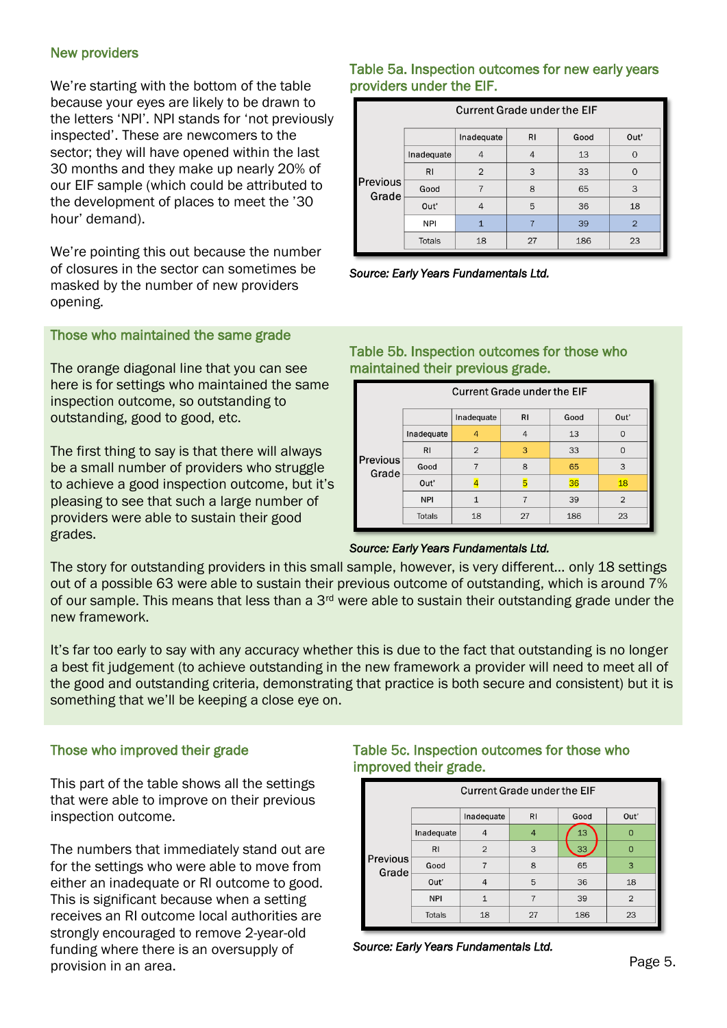## New providers

We're starting with the bottom of the table because your eyes are likely to be drawn to the letters 'NPI'. NPI stands for 'not previously inspected'. These are newcomers to the sector; they will have opened within the last 30 months and they make up nearly 20% of our EIF sample (which could be attributed to the development of places to meet the '30 hour' demand).

We're pointing this out because the number of closures in the sector can sometimes be masked by the number of new providers opening.

### Table 5a. Inspection outcomes for new early years providers under the EIF.

| | | Current Grade under the EIF | | | |
|---|---|---|---|---|---|
| | | Inadequate | RI | Good | Out' |
| Previous Grade | Inadequate | 4 | 4 | 13 | 0 |
| | RI | 2 | 3 | 33 | 0 |
| | Good | 7 | 8 | 65 | 3 |
| | Out' | 4 | 5 | 36 | 18 |
| | NPI | 1 | 7 | 39 | 2 |
| | Totals | 18 | 27 | 186 | 23 |

*Source: Early Years Fundamentals Ltd.*

## Those who maintained the same grade

The orange diagonal line that you can see here is for settings who maintained the same inspection outcome, so outstanding to outstanding, good to good, etc.

The first thing to say is that there will always be a small number of providers who struggle to achieve a good inspection outcome, but it's pleasing to see that such a large number of providers were able to sustain their good grades.

### Table 5b. Inspection outcomes for those who maintained their previous grade.

| | | Current Grade under the EIF | | | |
|---|---|---|---|---|---|
| | | Inadequate | RI | Good | Out' |
| Previous Grade | Inadequate | 4 | 4 | 13 | 0 |
| | RI | 2 | 3 | 33 | 0 |
| | Good | 7 | 8 | 65 | 3 |
| | Out' | 4 | 5 | 36 | 18 |
| | NPI | 1 | 7 | 39 | 2 |
| | Totals | 18 | 27 | 186 | 23 |

*Source: Early Years Fundamentals Ltd.*

The story for outstanding providers in this small sample, however, is very different… only 18 settings out of a possible 63 were able to sustain their previous outcome of outstanding, which is around 7% of our sample. This means that less than a 3rd were able to sustain their outstanding grade under the new framework.

It's far too early to say with any accuracy whether this is due to the fact that outstanding is no longer a best fit judgement (to achieve outstanding in the new framework a provider will need to meet all of the good and outstanding criteria, demonstrating that practice is both secure and consistent) but it is something that we'll be keeping a close eye on.

## Those who improved their grade

This part of the table shows all the settings that were able to improve on their previous inspection outcome.

The numbers that immediately stand out are for the settings who were able to move from either an inadequate or RI outcome to good. This is significant because when a setting receives an RI outcome local authorities are strongly encouraged to remove 2-year-old funding where there is an oversupply of provision in an area.

### Table 5c. Inspection outcomes for those who improved their grade.

| | | Current Grade under the EIF | | | |
|---|---|---|---|---|---|
| | | Inadequate | RI | Good | Out' |
| Previous Grade | Inadequate | 4 | 4 | 13 | 0 |
| | RI | 2 | 3 | 33 | 0 |
| | Good | 7 | 8 | 65 | 3 |
| | Out' | 4 | 5 | 36 | 18 |
| | NPI | 1 | 7 | 39 | 2 |
| | Totals | 18 | 27 | 186 | 23 |

*Source: Early Years Fundamentals Ltd.*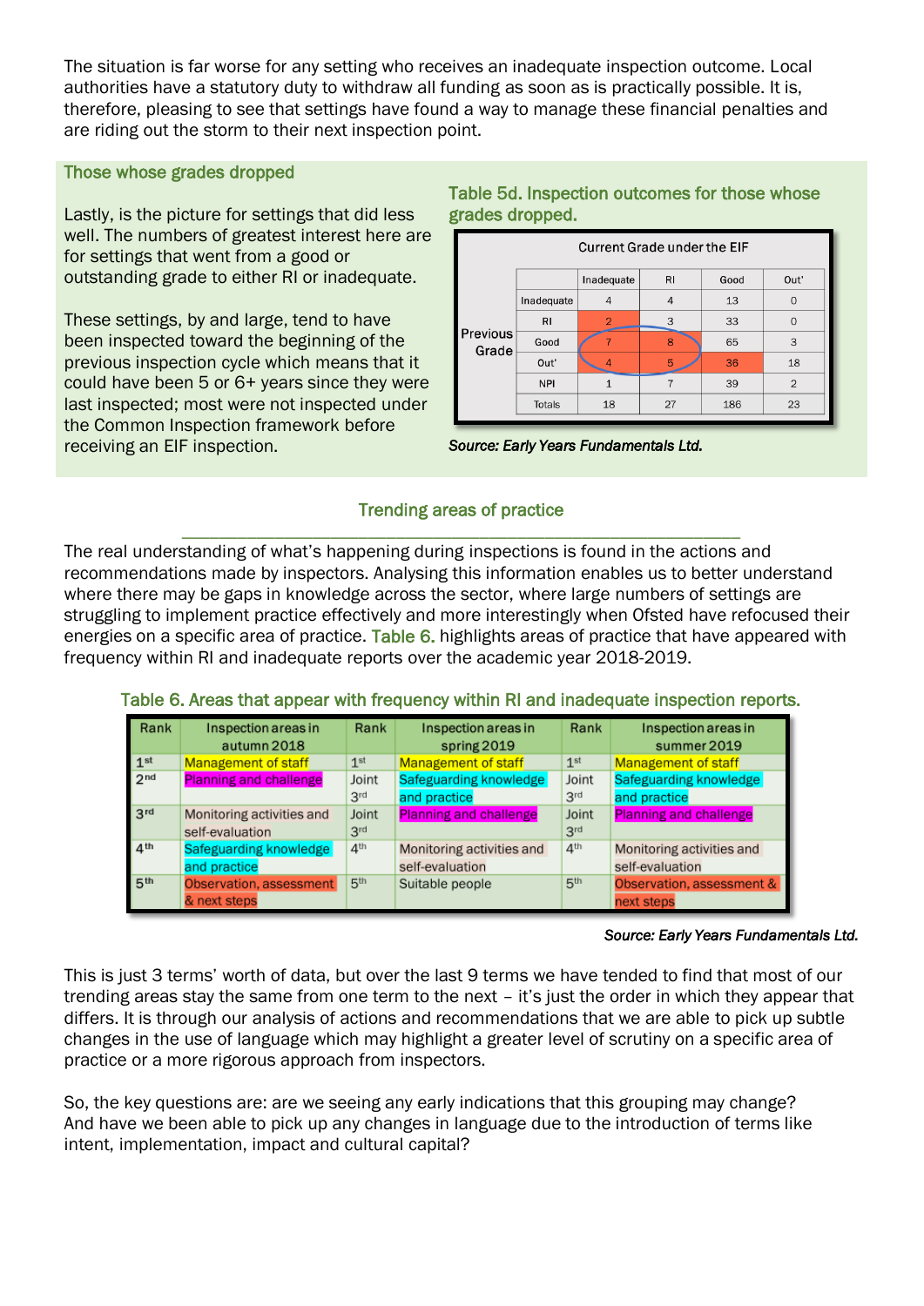The situation is far worse for any setting who receives an inadequate inspection outcome. Local authorities have a statutory duty to withdraw all funding as soon as is practically possible. It is, therefore, pleasing to see that settings have found a way to manage these financial penalties and are riding out the storm to their next inspection point.

### Those whose grades dropped

Lastly, is the picture for settings that did less well. The numbers of greatest interest here are for settings that went from a good or outstanding grade to either RI or inadequate.

These settings, by and large, tend to have been inspected toward the beginning of the previous inspection cycle which means that it could have been 5 or 6+ years since they were last inspected; most were not inspected under the Common Inspection framework before receiving an EIF inspection.

**Table 5d. Inspection outcomes for those whose grades dropped.**

| | | Current Grade under the EIF | | | |
|---|---|---|---|---|---|
| | | Inadequate | RI | Good | Out' |
| Previous Grade | Inadequate | 4 | 4 | 13 | 0 |
| | RI | 2 | 3 | 33 | 0 |
| | Good | 7 | 8 | 65 | 3 |
| | Out' | 4 | 5 | 36 | 18 |
| | NPI | 1 | 7 | 39 | 2 |
| | Totals | 18 | 27 | 186 | 23 |

*Source: Early Years Fundamentals Ltd.*

### Trending areas of practice

The real understanding of what's happening during inspections is found in the actions and recommendations made by inspectors. Analysing this information enables us to better understand where there may be gaps in knowledge across the sector, where large numbers of settings are struggling to implement practice effectively and more interestingly when Ofsted have refocused their energies on a specific area of practice. Table 6. highlights areas of practice that have appeared with frequency within RI and inadequate reports over the academic year 2018-2019.

**Table 6. Areas that appear with frequency within RI and inadequate inspection reports.**

| Rank | Inspection areas in autumn 2018 | Rank | Inspection areas in spring 2019 | Rank | Inspection areas in summer 2019 |
|---|---|---|---|---|---|
| 1st | Management of staff | 1st | Management of staff | 1st | Management of staff |
| 2nd | Planning and challenge | Joint 3rd | Safeguarding knowledge and practice | Joint 3rd | Safeguarding knowledge and practice |
| 3rd | Monitoring activities and self-evaluation | Joint 3rd | Planning and challenge | Joint 3rd | Planning and challenge |
| 4th | Safeguarding knowledge and practice | 4th | Monitoring activities and self-evaluation | 4th | Monitoring activities and self-evaluation |
| 5th | Observation, assessment & next steps | 5th | Suitable people | 5th | Observation, assessment & next steps |

*Source: Early Years Fundamentals Ltd.*

This is just 3 terms' worth of data, but over the last 9 terms we have tended to find that most of our trending areas stay the same from one term to the next – it's just the order in which they appear that differs. It is through our analysis of actions and recommendations that we are able to pick up subtle changes in the use of language which may highlight a greater level of scrutiny on a specific area of practice or a more rigorous approach from inspectors.

So, the key questions are: are we seeing any early indications that this grouping may change? And have we been able to pick up any changes in language due to the introduction of terms like intent, implementation, impact and cultural capital?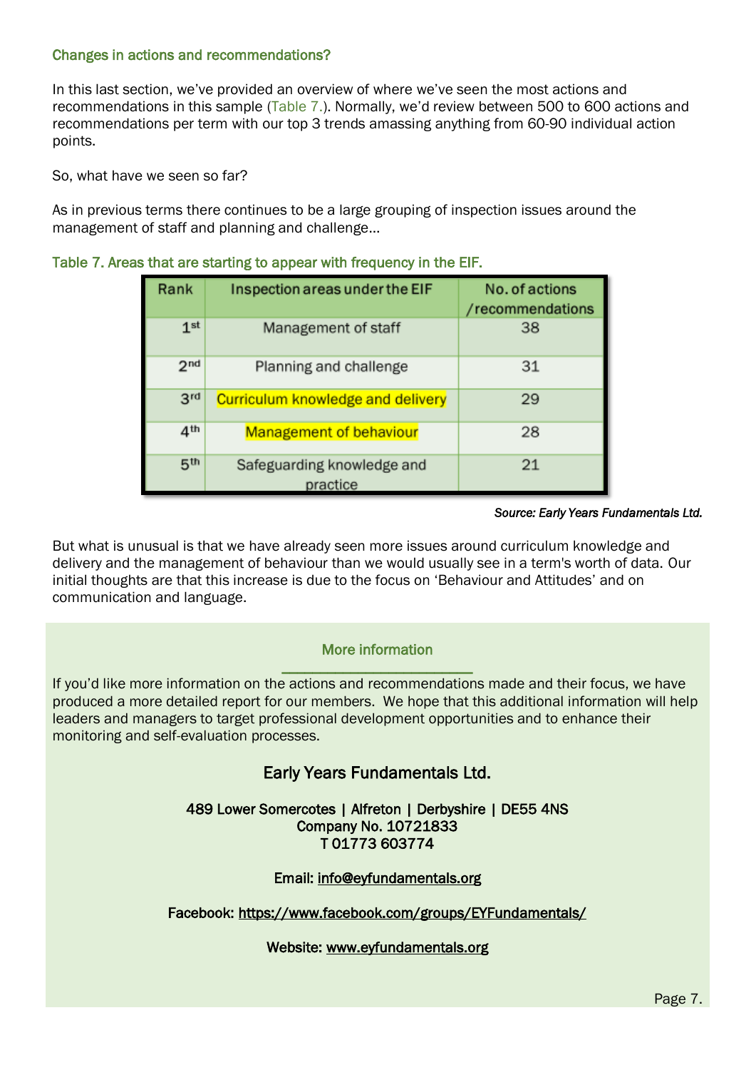### Changes in actions and recommendations?

In this last section, we've provided an overview of where we've seen the most actions and recommendations in this sample (Table 7.). Normally, we'd review between 500 to 600 actions and recommendations per term with our top 3 trends amassing anything from 60-90 individual action points.

So, what have we seen so far?

As in previous terms there continues to be a large grouping of inspection issues around the management of staff and planning and challenge…

Table 7. Areas that are starting to appear with frequency in the EIF.

| Rank | Inspection areas under the EIF | No. of actions /recommendations |
|---|---|---|
| 1st | Management of staff | 38 |
| 2nd | Planning and challenge | 31 |
| 3rd | Curriculum knowledge and delivery | 29 |
| 4th | Management of behaviour | 28 |
| 5th | Safeguarding knowledge and practice | 21 |

*Source: Early Years Fundamentals Ltd.*

But what is unusual is that we have already seen more issues around curriculum knowledge and delivery and the management of behaviour than we would usually see in a term's worth of data. Our initial thoughts are that this increase is due to the focus on 'Behaviour and Attitudes' and on communication and language.

### More information

If you'd like more information on the actions and recommendations made and their focus, we have produced a more detailed report for our members. We hope that this additional information will help leaders and managers to target professional development opportunities and to enhance their monitoring and self-evaluation processes.

**Early Years Fundamentals Ltd.**

**489 Lower Somercotes | Alfreton | Derbyshire | DE55 4NS**
**Company No. 10721833**
**T 01773 603774**

**Email: info@eyfundamentals.org**

**Facebook: https://www.facebook.com/groups/EYFundamentals/**

**Website: www.eyfundamentals.org**